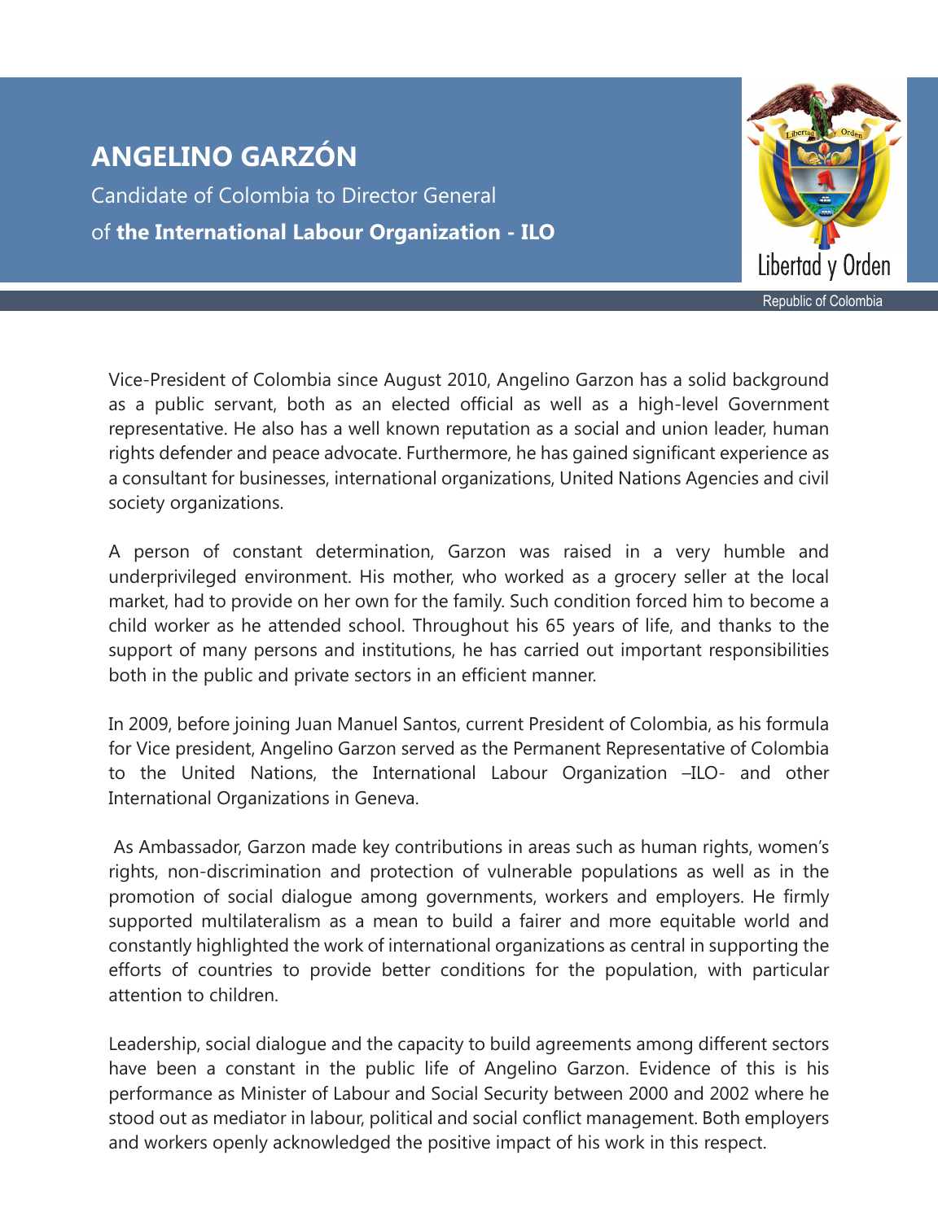# ANGELINO GARZÓN

Candidate of Colombia to Director General of **the International Labour Organization - ILO**

Libertad y Orden

Republic of Colombia

Vice-President of Colombia since August 2010, Angelino Garzon has a solid background as a public servant, both as an elected official as well as a high-level Government representative. He also has a well known reputation as a social and union leader, human rights defender and peace advocate. Furthermore, he has gained significant experience as a consultant for businesses, international organizations, United Nations Agencies and civil society organizations.

A person of constant determination, Garzon was raised in a very humble and underprivileged environment. His mother, who worked as a grocery seller at the local market, had to provide on her own for the family. Such condition forced him to become a child worker as he attended school. Throughout his 65 years of life, and thanks to the support of many persons and institutions, he has carried out important responsibilities both in the public and private sectors in an efficient manner.

In 2009, before joining Juan Manuel Santos, current President of Colombia, as his formula for Vice president, Angelino Garzon served as the Permanent Representative of Colombia to the United Nations, the International Labour Organization –ILO- and other International Organizations in Geneva.

As Ambassador, Garzon made key contributions in areas such as human rights, women's rights, non-discrimination and protection of vulnerable populations as well as in the promotion of social dialogue among governments, workers and employers. He firmly supported multilateralism as a mean to build a fairer and more equitable world and constantly highlighted the work of international organizations as central in supporting the efforts of countries to provide better conditions for the population, with particular attention to children.

Leadership, social dialogue and the capacity to build agreements among different sectors have been a constant in the public life of Angelino Garzon. Evidence of this is his performance as Minister of Labour and Social Security between 2000 and 2002 where he stood out as mediator in labour, political and social conflict management. Both employers and workers openly acknowledged the positive impact of his work in this respect.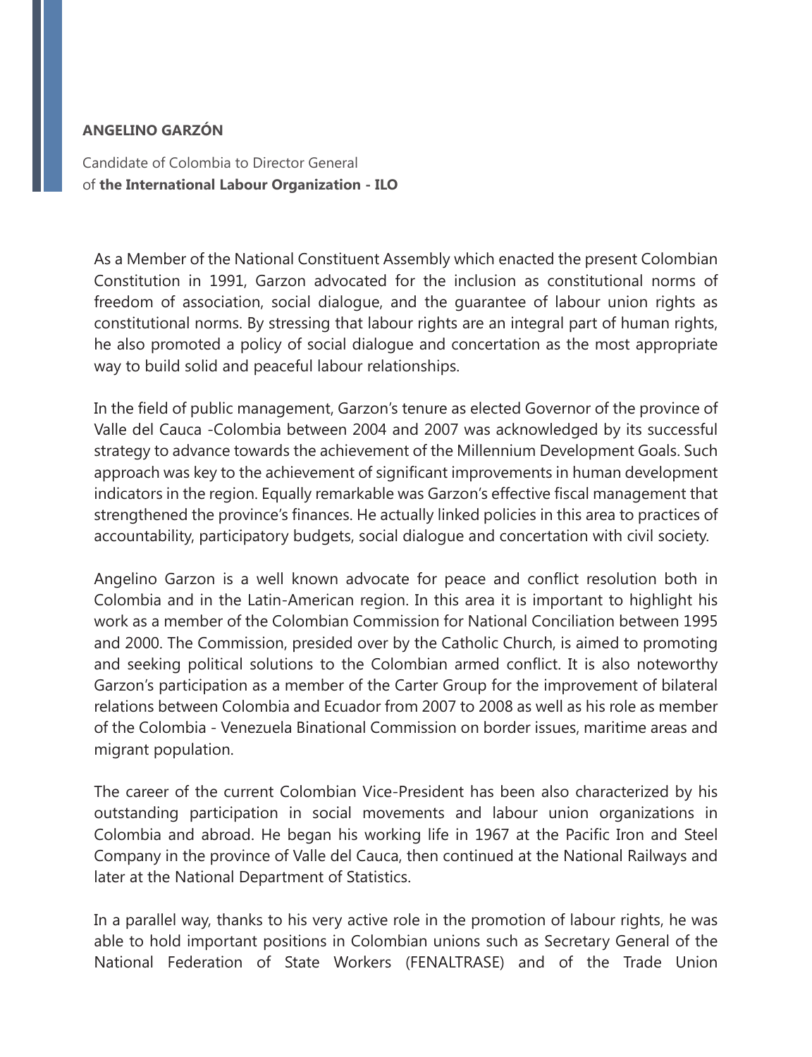**ANGELINO GARZÓN**

Candidate of Colombia to Director General
of **the International Labour Organization - ILO**

As a Member of the National Constituent Assembly which enacted the present Colombian Constitution in 1991, Garzon advocated for the inclusion as constitutional norms of freedom of association, social dialogue, and the guarantee of labour union rights as constitutional norms. By stressing that labour rights are an integral part of human rights, he also promoted a policy of social dialogue and concertation as the most appropriate way to build solid and peaceful labour relationships.

In the field of public management, Garzon's tenure as elected Governor of the province of Valle del Cauca -Colombia between 2004 and 2007 was acknowledged by its successful strategy to advance towards the achievement of the Millennium Development Goals. Such approach was key to the achievement of significant improvements in human development indicators in the region. Equally remarkable was Garzon's effective fiscal management that strengthened the province's finances. He actually linked policies in this area to practices of accountability, participatory budgets, social dialogue and concertation with civil society.

Angelino Garzon is a well known advocate for peace and conflict resolution both in Colombia and in the Latin-American region. In this area it is important to highlight his work as a member of the Colombian Commission for National Conciliation between 1995 and 2000. The Commission, presided over by the Catholic Church, is aimed to promoting and seeking political solutions to the Colombian armed conflict. It is also noteworthy Garzon's participation as a member of the Carter Group for the improvement of bilateral relations between Colombia and Ecuador from 2007 to 2008 as well as his role as member of the Colombia - Venezuela Binational Commission on border issues, maritime areas and migrant population.

The career of the current Colombian Vice-President has been also characterized by his outstanding participation in social movements and labour union organizations in Colombia and abroad. He began his working life in 1967 at the Pacific Iron and Steel Company in the province of Valle del Cauca, then continued at the National Railways and later at the National Department of Statistics.

In a parallel way, thanks to his very active role in the promotion of labour rights, he was able to hold important positions in Colombian unions such as Secretary General of the National Federation of State Workers (FENALTRASE) and of the Trade Union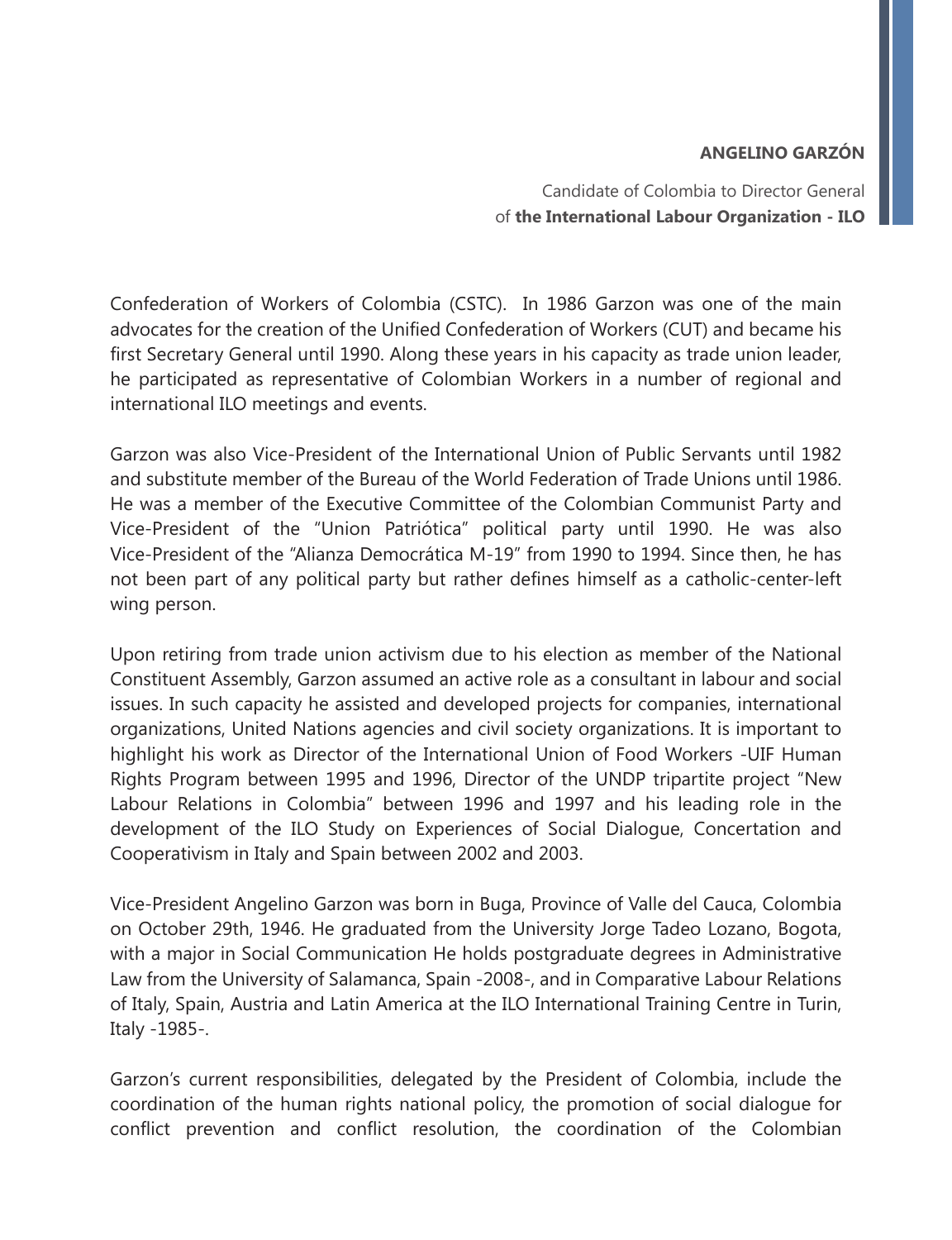Confederation of Workers of Colombia (CSTC). In 1986 Garzon was one of the main advocates for the creation of the Unified Confederation of Workers (CUT) and became his first Secretary General until 1990. Along these years in his capacity as trade union leader, he participated as representative of Colombian Workers in a number of regional and international ILO meetings and events.

Garzon was also Vice-President of the International Union of Public Servants until 1982 and substitute member of the Bureau of the World Federation of Trade Unions until 1986. He was a member of the Executive Committee of the Colombian Communist Party and Vice-President of the "Union Patriótica" political party until 1990. He was also Vice-President of the "Alianza Democrática M-19" from 1990 to 1994. Since then, he has not been part of any political party but rather defines himself as a catholic-center-left wing person.

Upon retiring from trade union activism due to his election as member of the National Constituent Assembly, Garzon assumed an active role as a consultant in labour and social issues. In such capacity he assisted and developed projects for companies, international organizations, United Nations agencies and civil society organizations. It is important to highlight his work as Director of the International Union of Food Workers -UIF Human Rights Program between 1995 and 1996, Director of the UNDP tripartite project "New Labour Relations in Colombia" between 1996 and 1997 and his leading role in the development of the ILO Study on Experiences of Social Dialogue, Concertation and Cooperativism in Italy and Spain between 2002 and 2003.

Vice-President Angelino Garzon was born in Buga, Province of Valle del Cauca, Colombia on October 29th, 1946. He graduated from the University Jorge Tadeo Lozano, Bogota, with a major in Social Communication He holds postgraduate degrees in Administrative Law from the University of Salamanca, Spain -2008-, and in Comparative Labour Relations of Italy, Spain, Austria and Latin America at the ILO International Training Centre in Turin, Italy -1985-.

Garzon's current responsibilities, delegated by the President of Colombia, include the coordination of the human rights national policy, the promotion of social dialogue for conflict prevention and conflict resolution, the coordination of the Colombian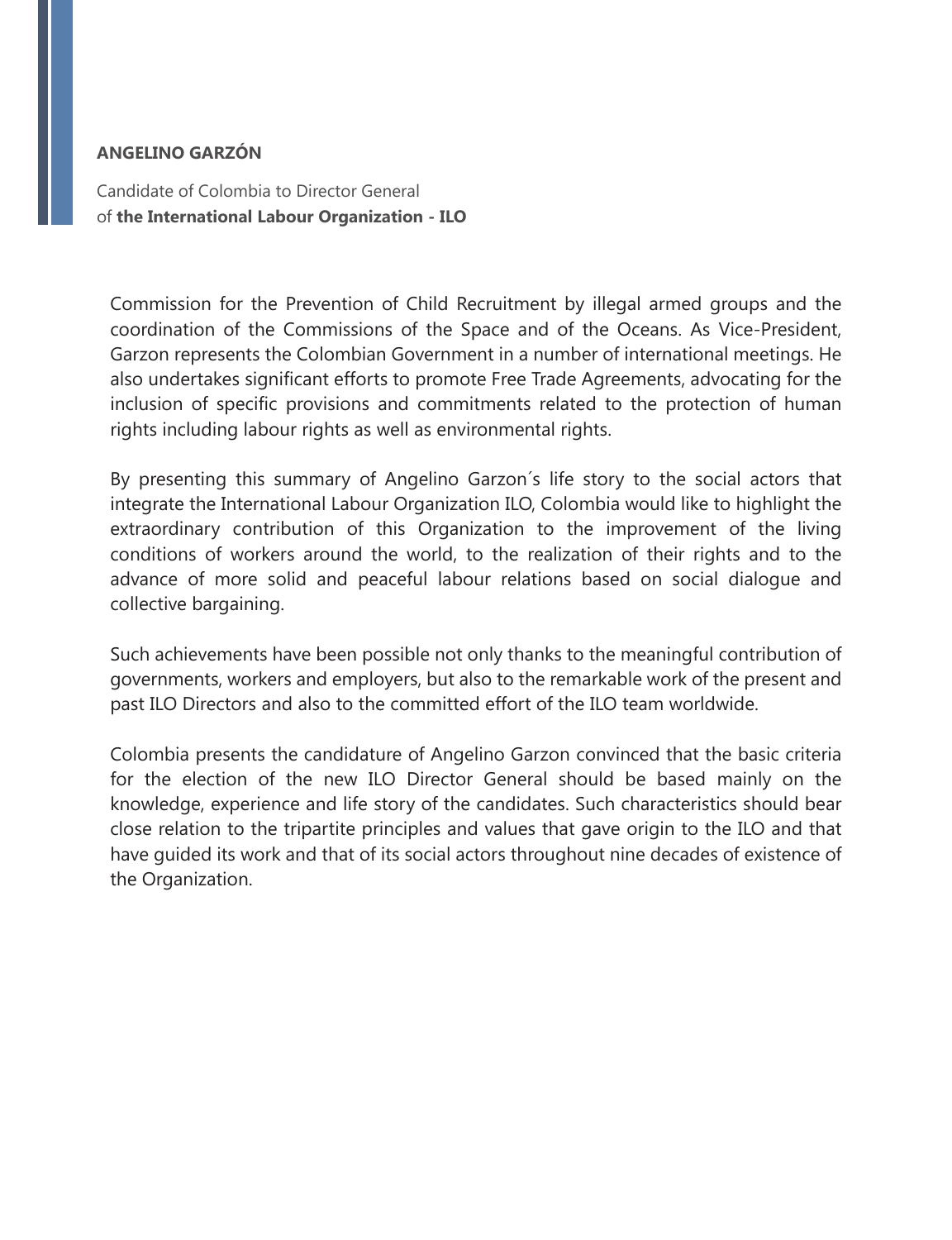Commission for the Prevention of Child Recruitment by illegal armed groups and the coordination of the Commissions of the Space and of the Oceans. As Vice-President, Garzon represents the Colombian Government in a number of international meetings. He also undertakes significant efforts to promote Free Trade Agreements, advocating for the inclusion of specific provisions and commitments related to the protection of human rights including labour rights as well as environmental rights.

By presenting this summary of Angelino Garzon´s life story to the social actors that integrate the International Labour Organization ILO, Colombia would like to highlight the extraordinary contribution of this Organization to the improvement of the living conditions of workers around the world, to the realization of their rights and to the advance of more solid and peaceful labour relations based on social dialogue and collective bargaining.

Such achievements have been possible not only thanks to the meaningful contribution of governments, workers and employers, but also to the remarkable work of the present and past ILO Directors and also to the committed effort of the ILO team worldwide.

Colombia presents the candidature of Angelino Garzon convinced that the basic criteria for the election of the new ILO Director General should be based mainly on the knowledge, experience and life story of the candidates. Such characteristics should bear close relation to the tripartite principles and values that gave origin to the ILO and that have guided its work and that of its social actors throughout nine decades of existence of the Organization.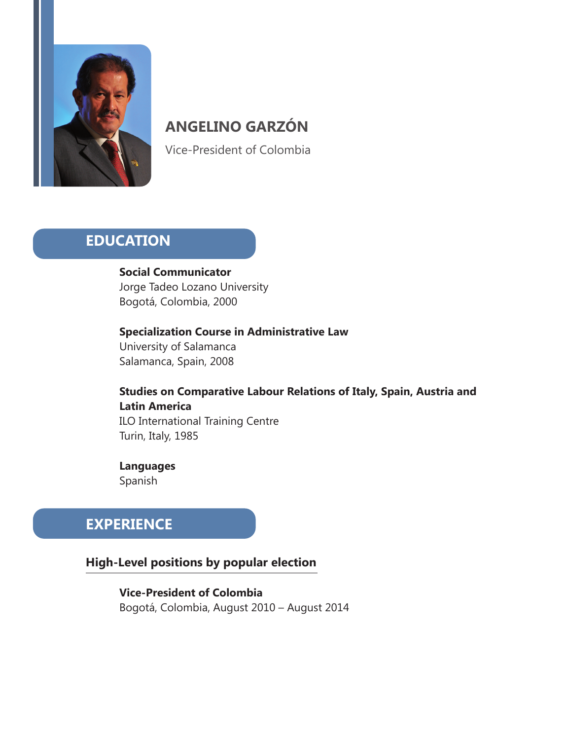# ANGELINO GARZÓN

Vice-President of Colombia

## EDUCATION

**Social Communicator**
Jorge Tadeo Lozano University
Bogotá, Colombia, 2000

**Specialization Course in Administrative Law**
University of Salamanca
Salamanca, Spain, 2008

**Studies on Comparative Labour Relations of Italy, Spain, Austria and Latin America**
ILO International Training Centre
Turin, Italy, 1985

**Languages**
Spanish

## EXPERIENCE

### High-Level positions by popular election

**Vice-President of Colombia**
Bogotá, Colombia, August 2010 – August 2014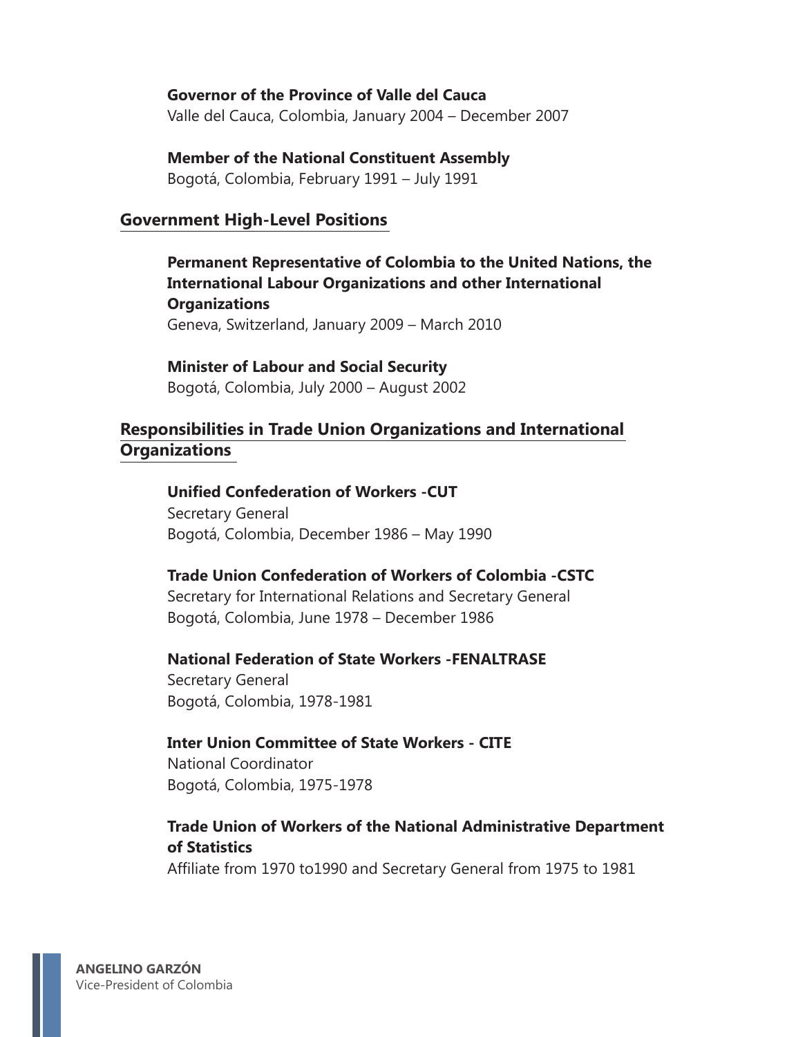**Governor of the Province of Valle del Cauca**
Valle del Cauca, Colombia, January 2004 – December 2007

**Member of the National Constituent Assembly**
Bogotá, Colombia, February 1991 – July 1991

## Government High-Level Positions

**Permanent Representative of Colombia to the United Nations, the International Labour Organizations and other International Organizations**
Geneva, Switzerland, January 2009 – March 2010

**Minister of Labour and Social Security**
Bogotá, Colombia, July 2000 – August 2002

## Responsibilities in Trade Union Organizations and International Organizations

**Unified Confederation of Workers -CUT**
Secretary General
Bogotá, Colombia, December 1986 – May 1990

**Trade Union Confederation of Workers of Colombia -CSTC**
Secretary for International Relations and Secretary General
Bogotá, Colombia, June 1978 – December 1986

**National Federation of State Workers -FENALTRASE**
Secretary General
Bogotá, Colombia, 1978-1981

**Inter Union Committee of State Workers - CITE**
National Coordinator
Bogotá, Colombia, 1975-1978

**Trade Union of Workers of the National Administrative Department of Statistics**
Affiliate from 1970 to1990 and Secretary General from 1975 to 1981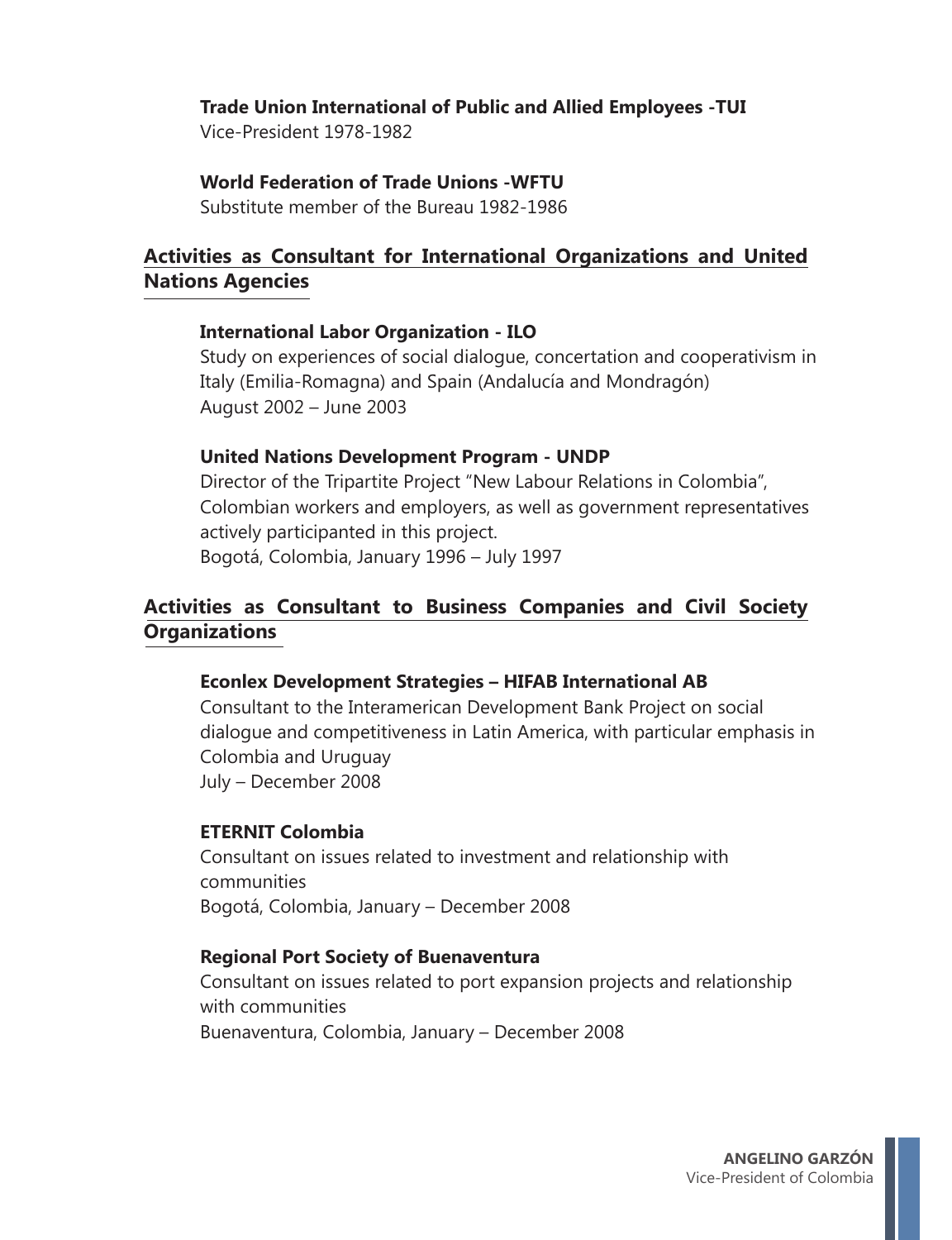**Trade Union International of Public and Allied Employees -TUI**
Vice-President 1978-1982

**World Federation of Trade Unions -WFTU**
Substitute member of the Bureau 1982-1986

## Activities as Consultant for International Organizations and United Nations Agencies

**International Labor Organization - ILO**
Study on experiences of social dialogue, concertation and cooperativism in Italy (Emilia-Romagna) and Spain (Andalucía and Mondragón)
August 2002 – June 2003

**United Nations Development Program - UNDP**
Director of the Tripartite Project "New Labour Relations in Colombia", Colombian workers and employers, as well as government representatives actively participanted in this project.
Bogotá, Colombia, January 1996 – July 1997

## Activities as Consultant to Business Companies and Civil Society Organizations

**Econlex Development Strategies – HIFAB International AB**
Consultant to the Interamerican Development Bank Project on social dialogue and competitiveness in Latin America, with particular emphasis in Colombia and Uruguay
July – December 2008

**ETERNIT Colombia**
Consultant on issues related to investment and relationship with communities
Bogotá, Colombia, January – December 2008

**Regional Port Society of Buenaventura**
Consultant on issues related to port expansion projects and relationship with communities
Buenaventura, Colombia, January – December 2008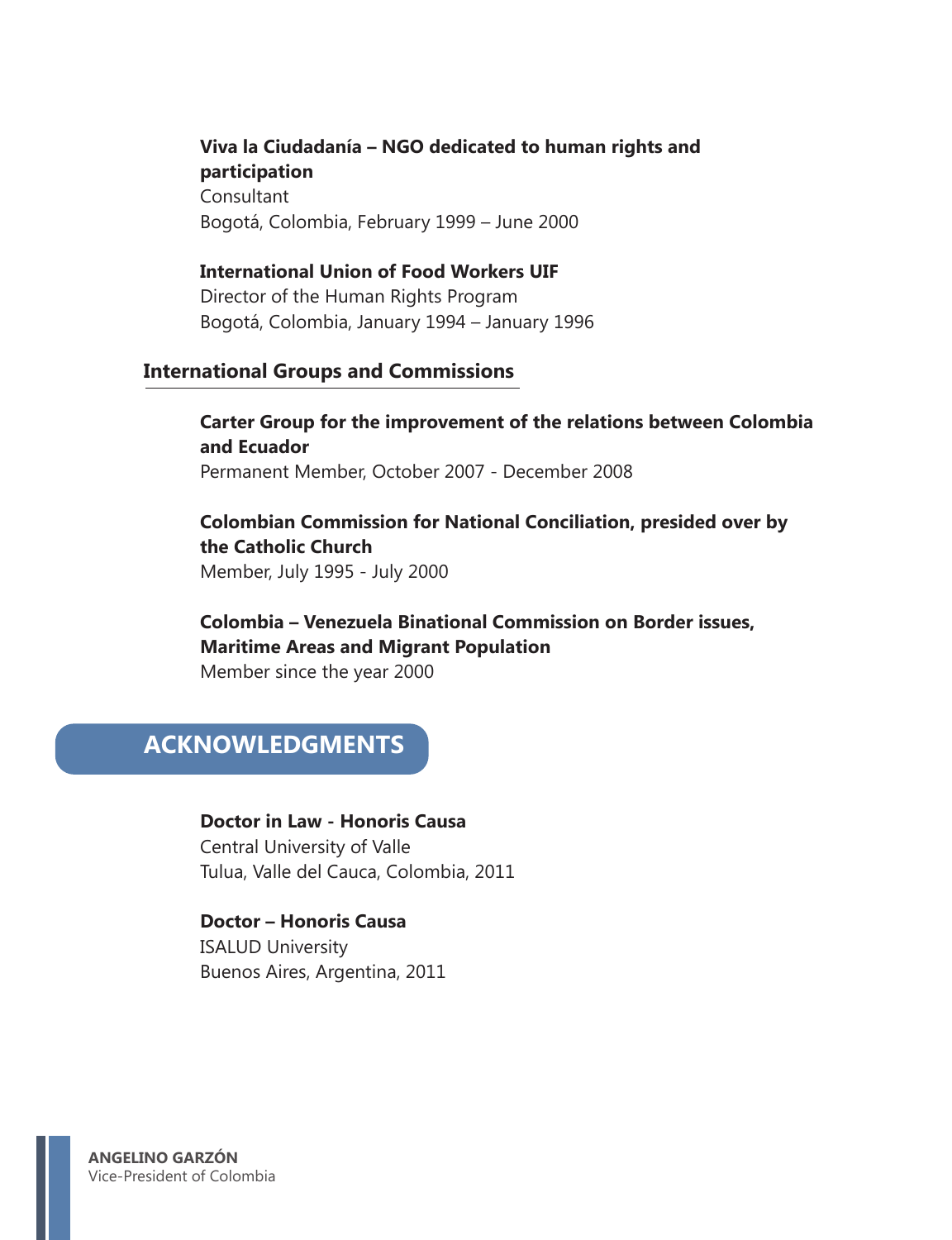**Viva la Ciudadanía – NGO dedicated to human rights and participation**
Consultant
Bogotá, Colombia, February 1999 – June 2000

**International Union of Food Workers UIF**
Director of the Human Rights Program
Bogotá, Colombia, January 1994 – January 1996

### International Groups and Commissions

**Carter Group for the improvement of the relations between Colombia and Ecuador**
Permanent Member, October 2007 - December 2008

**Colombian Commission for National Conciliation, presided over by the Catholic Church**
Member, July 1995 - July 2000

**Colombia – Venezuela Binational Commission on Border issues, Maritime Areas and Migrant Population**
Member since the year 2000

## ACKNOWLEDGMENTS

**Doctor in Law - Honoris Causa**
Central University of Valle
Tulua, Valle del Cauca, Colombia, 2011

**Doctor – Honoris Causa**
ISALUD University
Buenos Aires, Argentina, 2011